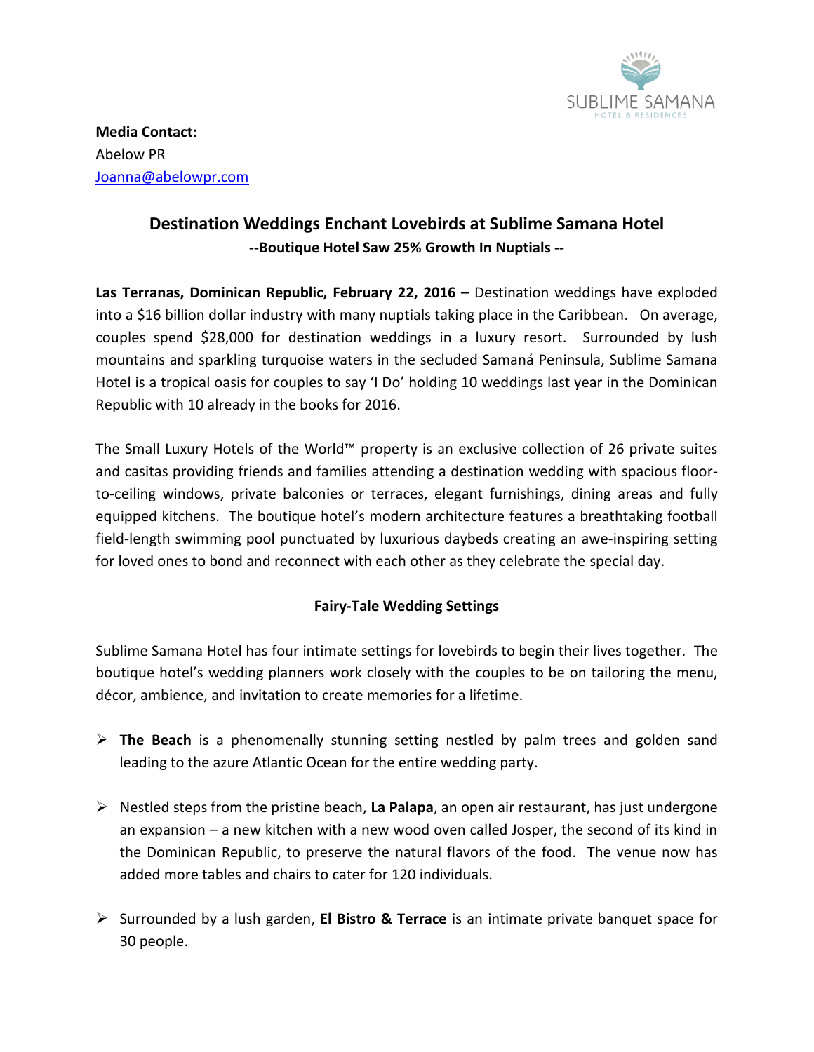SUBLIME SAMANA
HOTEL & RESIDENCES

**Media Contact:**
Abelow PR
Joanna@abelowpr.com

## Destination Weddings Enchant Lovebirds at Sublime Samana Hotel

**--Boutique Hotel Saw 25% Growth In Nuptials --**

**Las Terranas, Dominican Republic, February 22, 2016** – Destination weddings have exploded into a $16 billion dollar industry with many nuptials taking place in the Caribbean. On average, couples spend $28,000 for destination weddings in a luxury resort. Surrounded by lush mountains and sparkling turquoise waters in the secluded Samaná Peninsula, Sublime Samana Hotel is a tropical oasis for couples to say 'I Do' holding 10 weddings last year in the Dominican Republic with 10 already in the books for 2016.

The Small Luxury Hotels of the World™ property is an exclusive collection of 26 private suites and casitas providing friends and families attending a destination wedding with spacious floor-to-ceiling windows, private balconies or terraces, elegant furnishings, dining areas and fully equipped kitchens. The boutique hotel's modern architecture features a breathtaking football field-length swimming pool punctuated by luxurious daybeds creating an awe-inspiring setting for loved ones to bond and reconnect with each other as they celebrate the special day.

### Fairy-Tale Wedding Settings

Sublime Samana Hotel has four intimate settings for lovebirds to begin their lives together. The boutique hotel's wedding planners work closely with the couples to be on tailoring the menu, décor, ambience, and invitation to create memories for a lifetime.

- **The Beach** is a phenomenally stunning setting nestled by palm trees and golden sand leading to the azure Atlantic Ocean for the entire wedding party.
- Nestled steps from the pristine beach, **La Palapa**, an open air restaurant, has just undergone an expansion – a new kitchen with a new wood oven called Josper, the second of its kind in the Dominican Republic, to preserve the natural flavors of the food. The venue now has added more tables and chairs to cater for 120 individuals.
- Surrounded by a lush garden, **El Bistro & Terrace** is an intimate private banquet space for 30 people.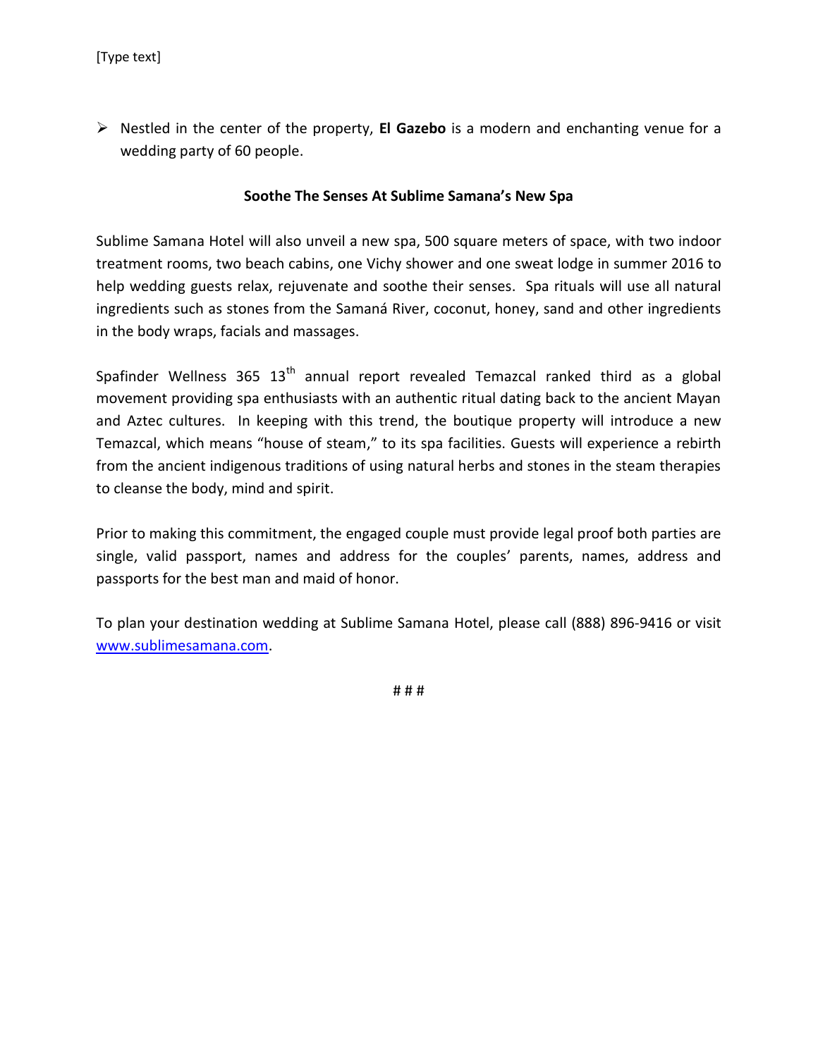- Nestled in the center of the property, **El Gazebo** is a modern and enchanting venue for a wedding party of 60 people.

**Soothe The Senses At Sublime Samana's New Spa**

Sublime Samana Hotel will also unveil a new spa, 500 square meters of space, with two indoor treatment rooms, two beach cabins, one Vichy shower and one sweat lodge in summer 2016 to help wedding guests relax, rejuvenate and soothe their senses. Spa rituals will use all natural ingredients such as stones from the Samaná River, coconut, honey, sand and other ingredients in the body wraps, facials and massages.

Spafinder Wellness 365 13th annual report revealed Temazcal ranked third as a global movement providing spa enthusiasts with an authentic ritual dating back to the ancient Mayan and Aztec cultures. In keeping with this trend, the boutique property will introduce a new Temazcal, which means "house of steam," to its spa facilities. Guests will experience a rebirth from the ancient indigenous traditions of using natural herbs and stones in the steam therapies to cleanse the body, mind and spirit.

Prior to making this commitment, the engaged couple must provide legal proof both parties are single, valid passport, names and address for the couples' parents, names, address and passports for the best man and maid of honor.

To plan your destination wedding at Sublime Samana Hotel, please call (888) 896-9416 or visit www.sublimesamana.com.

# # #